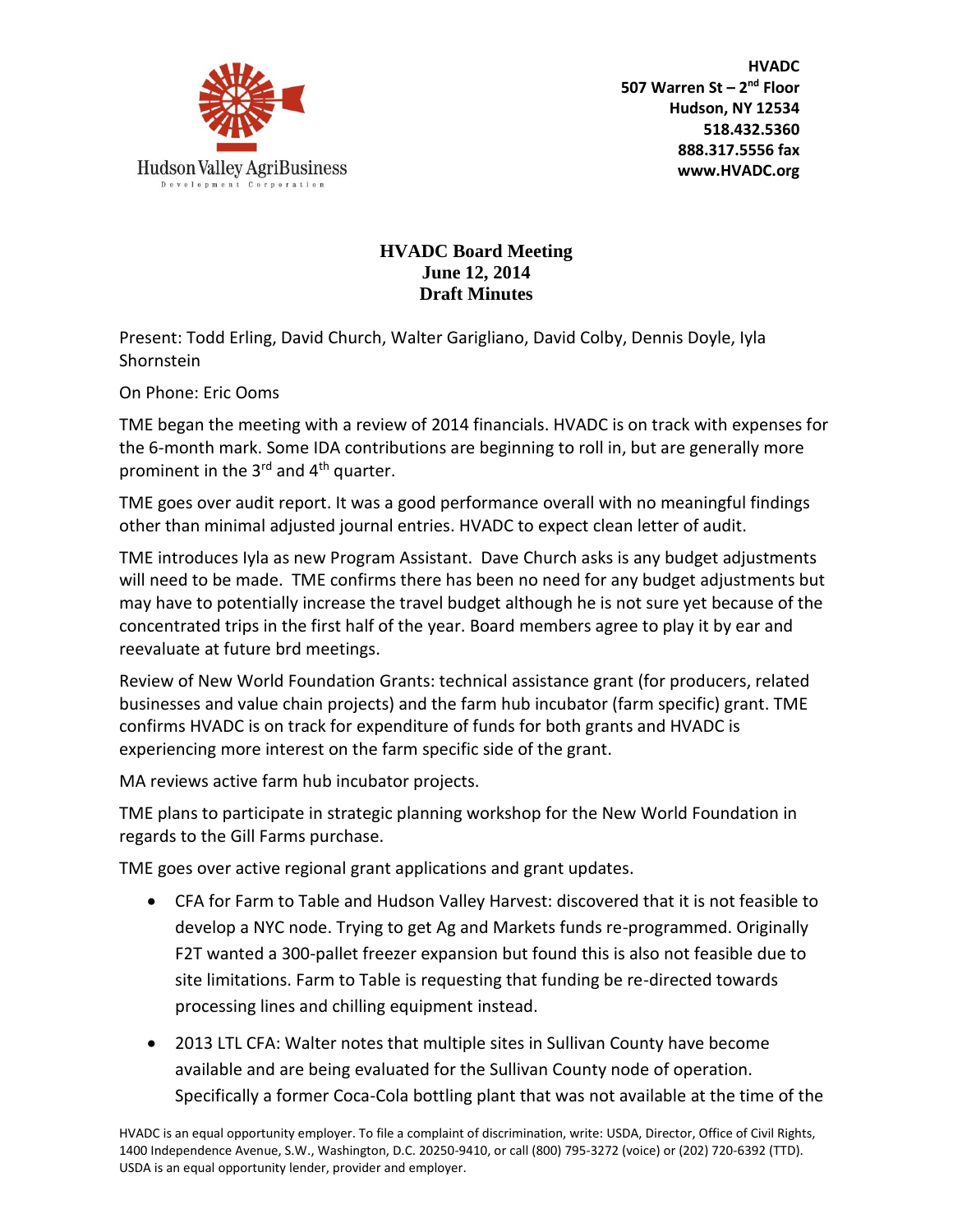Hudson Valley AgriBusiness
Development Corporation

**HVADC**
**507 Warren St – 2nd Floor**
**Hudson, NY 12534**
**518.432.5360**
**888.317.5556 fax**
**www.HVADC.org**

# HVADC Board Meeting
## June 12, 2014
## Draft Minutes

Present: Todd Erling, David Church, Walter Garigliano, David Colby, Dennis Doyle, Iyla Shornstein

On Phone: Eric Ooms

TME began the meeting with a review of 2014 financials. HVADC is on track with expenses for the 6-month mark. Some IDA contributions are beginning to roll in, but are generally more prominent in the 3rd and 4th quarter.

TME goes over audit report. It was a good performance overall with no meaningful findings other than minimal adjusted journal entries. HVADC to expect clean letter of audit.

TME introduces Iyla as new Program Assistant. Dave Church asks is any budget adjustments will need to be made. TME confirms there has been no need for any budget adjustments but may have to potentially increase the travel budget although he is not sure yet because of the concentrated trips in the first half of the year. Board members agree to play it by ear and reevaluate at future brd meetings.

Review of New World Foundation Grants: technical assistance grant (for producers, related businesses and value chain projects) and the farm hub incubator (farm specific) grant. TME confirms HVADC is on track for expenditure of funds for both grants and HVADC is experiencing more interest on the farm specific side of the grant.

MA reviews active farm hub incubator projects.

TME plans to participate in strategic planning workshop for the New World Foundation in regards to the Gill Farms purchase.

TME goes over active regional grant applications and grant updates.

- CFA for Farm to Table and Hudson Valley Harvest: discovered that it is not feasible to develop a NYC node. Trying to get Ag and Markets funds re-programmed. Originally F2T wanted a 300-pallet freezer expansion but found this is also not feasible due to site limitations. Farm to Table is requesting that funding be re-directed towards processing lines and chilling equipment instead.
- 2013 LTL CFA: Walter notes that multiple sites in Sullivan County have become available and are being evaluated for the Sullivan County node of operation. Specifically a former Coca-Cola bottling plant that was not available at the time of the

HVADC is an equal opportunity employer. To file a complaint of discrimination, write: USDA, Director, Office of Civil Rights, 1400 Independence Avenue, S.W., Washington, D.C. 20250-9410, or call (800) 795-3272 (voice) or (202) 720-6392 (TTD). USDA is an equal opportunity lender, provider and employer.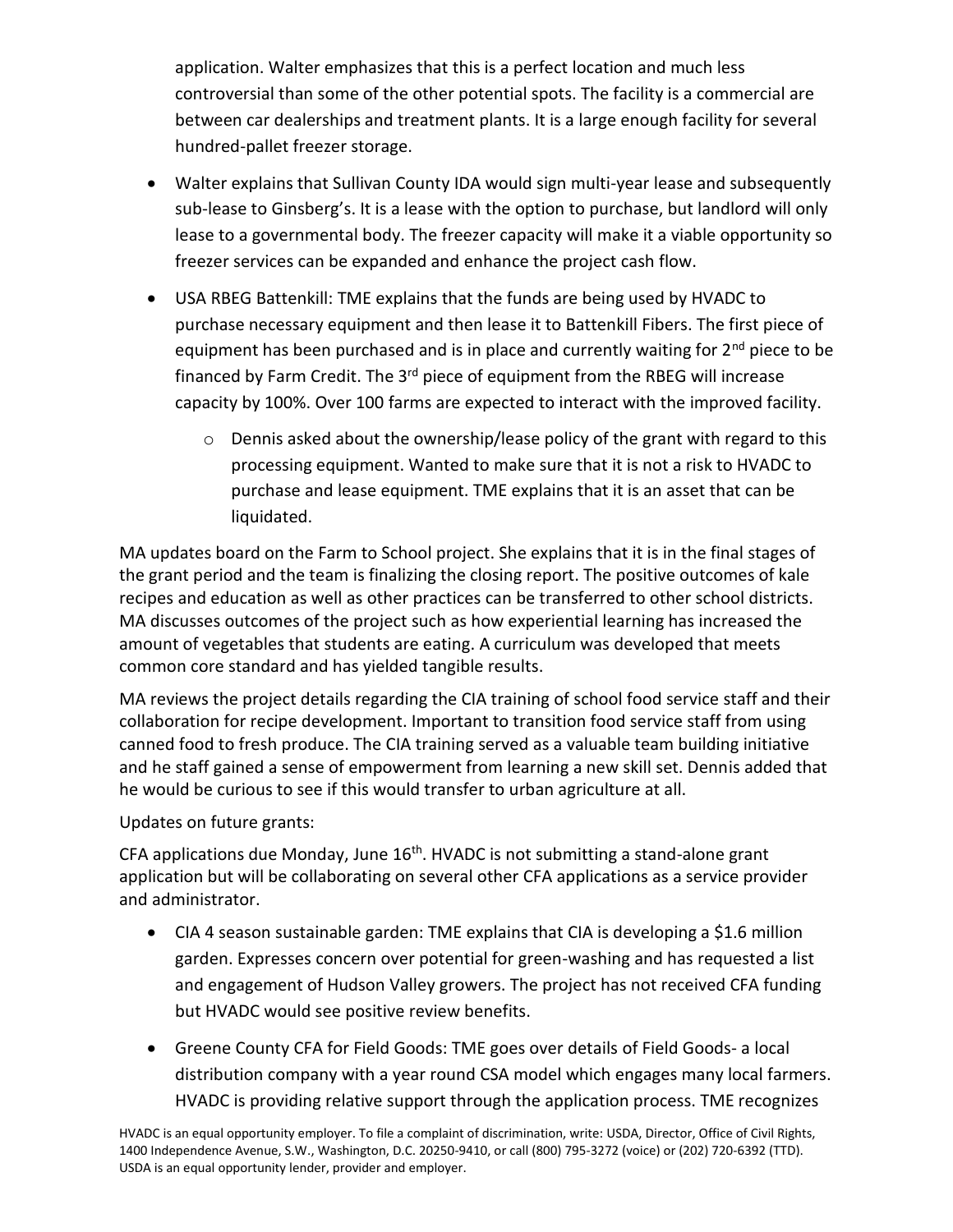application. Walter emphasizes that this is a perfect location and much less controversial than some of the other potential spots. The facility is a commercial are between car dealerships and treatment plants. It is a large enough facility for several hundred-pallet freezer storage.

- Walter explains that Sullivan County IDA would sign multi-year lease and subsequently sub-lease to Ginsberg's. It is a lease with the option to purchase, but landlord will only lease to a governmental body. The freezer capacity will make it a viable opportunity so freezer services can be expanded and enhance the project cash flow.
- USA RBEG Battenkill: TME explains that the funds are being used by HVADC to purchase necessary equipment and then lease it to Battenkill Fibers. The first piece of equipment has been purchased and is in place and currently waiting for 2nd piece to be financed by Farm Credit. The 3rd piece of equipment from the RBEG will increase capacity by 100%. Over 100 farms are expected to interact with the improved facility.
    - Dennis asked about the ownership/lease policy of the grant with regard to this processing equipment. Wanted to make sure that it is not a risk to HVADC to purchase and lease equipment. TME explains that it is an asset that can be liquidated.

MA updates board on the Farm to School project. She explains that it is in the final stages of the grant period and the team is finalizing the closing report. The positive outcomes of kale recipes and education as well as other practices can be transferred to other school districts. MA discusses outcomes of the project such as how experiential learning has increased the amount of vegetables that students are eating. A curriculum was developed that meets common core standard and has yielded tangible results.

MA reviews the project details regarding the CIA training of school food service staff and their collaboration for recipe development. Important to transition food service staff from using canned food to fresh produce. The CIA training served as a valuable team building initiative and he staff gained a sense of empowerment from learning a new skill set. Dennis added that he would be curious to see if this would transfer to urban agriculture at all.

Updates on future grants:

CFA applications due Monday, June 16th. HVADC is not submitting a stand-alone grant application but will be collaborating on several other CFA applications as a service provider and administrator.

- CIA 4 season sustainable garden: TME explains that CIA is developing a $1.6 million garden. Expresses concern over potential for green-washing and has requested a list and engagement of Hudson Valley growers. The project has not received CFA funding but HVADC would see positive review benefits.
- Greene County CFA for Field Goods: TME goes over details of Field Goods- a local distribution company with a year round CSA model which engages many local farmers. HVADC is providing relative support through the application process. TME recognizes

HVADC is an equal opportunity employer. To file a complaint of discrimination, write: USDA, Director, Office of Civil Rights, 1400 Independence Avenue, S.W., Washington, D.C. 20250-9410, or call (800) 795-3272 (voice) or (202) 720-6392 (TTD). USDA is an equal opportunity lender, provider and employer.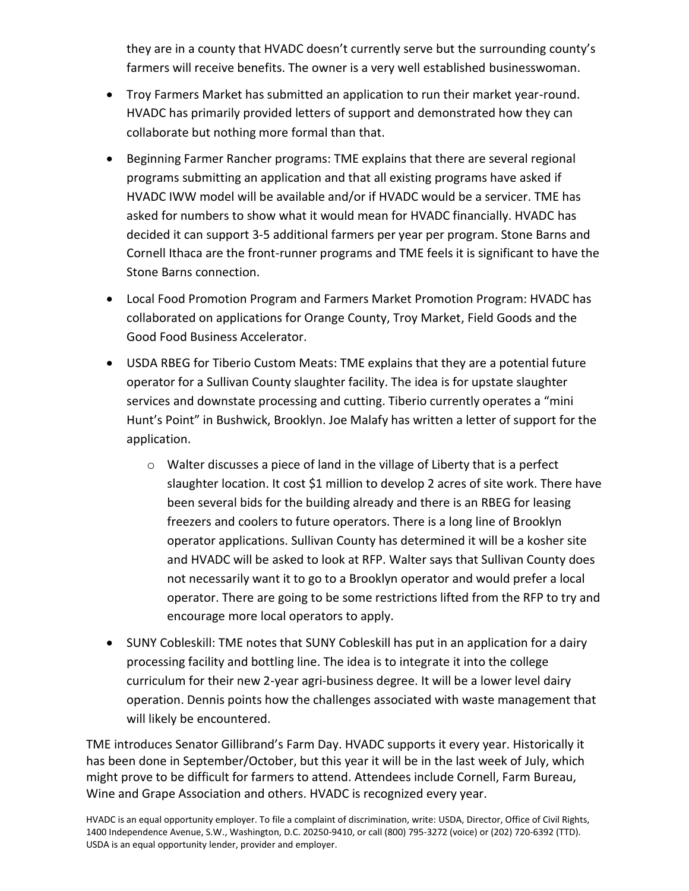they are in a county that HVADC doesn't currently serve but the surrounding county's farmers will receive benefits. The owner is a very well established businesswoman.

- Troy Farmers Market has submitted an application to run their market year-round. HVADC has primarily provided letters of support and demonstrated how they can collaborate but nothing more formal than that.
- Beginning Farmer Rancher programs: TME explains that there are several regional programs submitting an application and that all existing programs have asked if HVADC IWW model will be available and/or if HVADC would be a servicer. TME has asked for numbers to show what it would mean for HVADC financially. HVADC has decided it can support 3-5 additional farmers per year per program. Stone Barns and Cornell Ithaca are the front-runner programs and TME feels it is significant to have the Stone Barns connection.
- Local Food Promotion Program and Farmers Market Promotion Program: HVADC has collaborated on applications for Orange County, Troy Market, Field Goods and the Good Food Business Accelerator.
- USDA RBEG for Tiberio Custom Meats: TME explains that they are a potential future operator for a Sullivan County slaughter facility. The idea is for upstate slaughter services and downstate processing and cutting. Tiberio currently operates a "mini Hunt's Point" in Bushwick, Brooklyn. Joe Malafy has written a letter of support for the application.
    - Walter discusses a piece of land in the village of Liberty that is a perfect slaughter location. It cost $1 million to develop 2 acres of site work. There have been several bids for the building already and there is an RBEG for leasing freezers and coolers to future operators. There is a long line of Brooklyn operator applications. Sullivan County has determined it will be a kosher site and HVADC will be asked to look at RFP. Walter says that Sullivan County does not necessarily want it to go to a Brooklyn operator and would prefer a local operator. There are going to be some restrictions lifted from the RFP to try and encourage more local operators to apply.
- SUNY Cobleskill: TME notes that SUNY Cobleskill has put in an application for a dairy processing facility and bottling line. The idea is to integrate it into the college curriculum for their new 2-year agri-business degree. It will be a lower level dairy operation. Dennis points how the challenges associated with waste management that will likely be encountered.

TME introduces Senator Gillibrand's Farm Day. HVADC supports it every year. Historically it has been done in September/October, but this year it will be in the last week of July, which might prove to be difficult for farmers to attend. Attendees include Cornell, Farm Bureau, Wine and Grape Association and others. HVADC is recognized every year.

HVADC is an equal opportunity employer. To file a complaint of discrimination, write: USDA, Director, Office of Civil Rights, 1400 Independence Avenue, S.W., Washington, D.C. 20250-9410, or call (800) 795-3272 (voice) or (202) 720-6392 (TTD). USDA is an equal opportunity lender, provider and employer.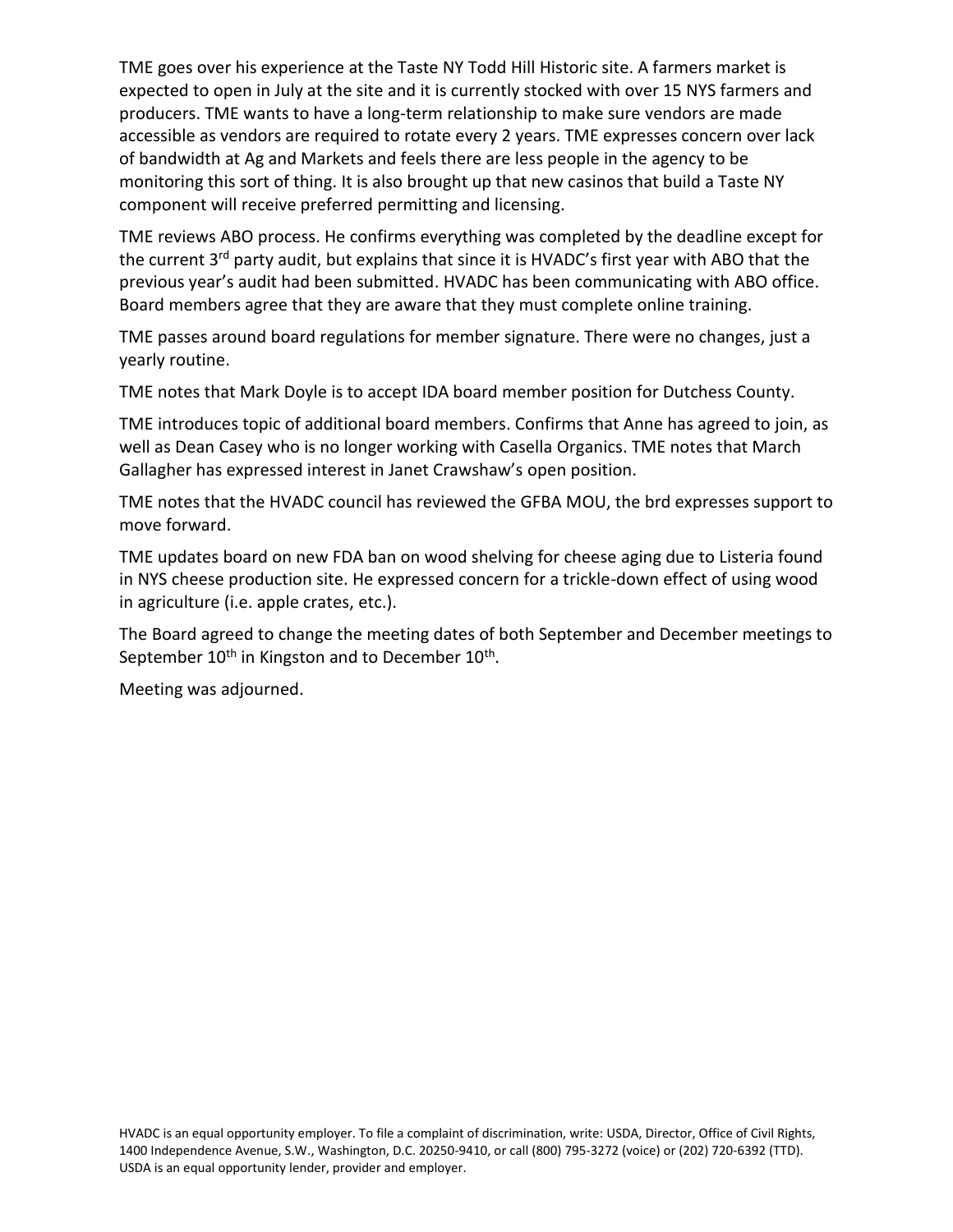TME goes over his experience at the Taste NY Todd Hill Historic site. A farmers market is expected to open in July at the site and it is currently stocked with over 15 NYS farmers and producers. TME wants to have a long-term relationship to make sure vendors are made accessible as vendors are required to rotate every 2 years. TME expresses concern over lack of bandwidth at Ag and Markets and feels there are less people in the agency to be monitoring this sort of thing. It is also brought up that new casinos that build a Taste NY component will receive preferred permitting and licensing.

TME reviews ABO process. He confirms everything was completed by the deadline except for the current 3rd party audit, but explains that since it is HVADC's first year with ABO that the previous year's audit had been submitted. HVADC has been communicating with ABO office. Board members agree that they are aware that they must complete online training.

TME passes around board regulations for member signature. There were no changes, just a yearly routine.

TME notes that Mark Doyle is to accept IDA board member position for Dutchess County.

TME introduces topic of additional board members. Confirms that Anne has agreed to join, as well as Dean Casey who is no longer working with Casella Organics. TME notes that March Gallagher has expressed interest in Janet Crawshaw's open position.

TME notes that the HVADC council has reviewed the GFBA MOU, the brd expresses support to move forward.

TME updates board on new FDA ban on wood shelving for cheese aging due to Listeria found in NYS cheese production site. He expressed concern for a trickle-down effect of using wood in agriculture (i.e. apple crates, etc.).

The Board agreed to change the meeting dates of both September and December meetings to September 10th in Kingston and to December 10th.

Meeting was adjourned.

HVADC is an equal opportunity employer. To file a complaint of discrimination, write: USDA, Director, Office of Civil Rights, 1400 Independence Avenue, S.W., Washington, D.C. 20250-9410, or call (800) 795-3272 (voice) or (202) 720-6392 (TTD). USDA is an equal opportunity lender, provider and employer.